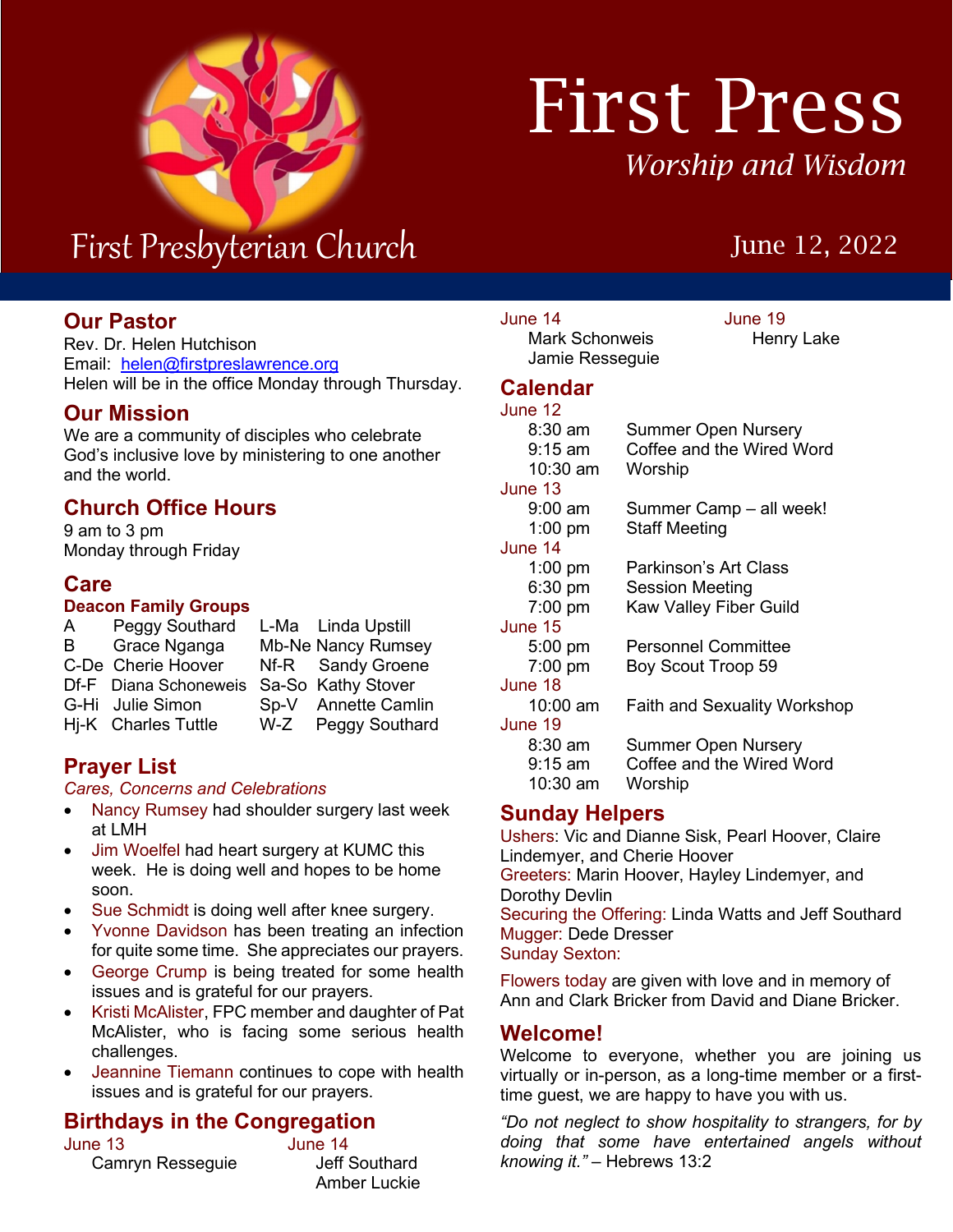# First Press

*Worship and Wisdom*

First Presbyterian Church

June 12, 2022

## Our Pastor

Rev. Dr. Helen Hutchison
Email: helen@firstpreslawrence.org
Helen will be in the office Monday through Thursday.

## Our Mission

We are a community of disciples who celebrate God's inclusive love by ministering to one another and the world.

## Church Office Hours

9 am to 3 pm
Monday through Friday

## Care

### Deacon Family Groups

| | | | |
|---|---|---|---|
| A | Peggy Southard | L-Ma | Linda Upstill |
| B | Grace Nganga | Mb-Ne | Nancy Rumsey |
| C-De | Cherie Hoover | Nf-R | Sandy Groene |
| Df-F | Diana Schoneweis | Sa-So | Kathy Stover |
| G-Hi | Julie Simon | Sp-V | Annette Camlin |
| Hj-K | Charles Tuttle | W-Z | Peggy Southard |

## Prayer List

*Cares, Concerns and Celebrations*

- Nancy Rumsey had shoulder surgery last week at LMH
- Jim Woelfel had heart surgery at KUMC this week. He is doing well and hopes to be home soon.
- Sue Schmidt is doing well after knee surgery.
- Yvonne Davidson has been treating an infection for quite some time. She appreciates our prayers.
- George Crump is being treated for some health issues and is grateful for our prayers.
- Kristi McAlister, FPC member and daughter of Pat McAlister, who is facing some serious health challenges.
- Jeannine Tiemann continues to cope with health issues and is grateful for our prayers.

## Birthdays in the Congregation

June 13
Camryn Resseguie

June 14
Jeff Southard
Amber Luckie
Mark Schonweis
Jamie Resseguie

June 19
Henry Lake

## Calendar

June 12
- 8:30 am — Summer Open Nursery
- 9:15 am — Coffee and the Wired Word
- 10:30 am — Worship

June 13
- 9:00 am — Summer Camp – all week!
- 1:00 pm — Staff Meeting

June 14
- 1:00 pm — Parkinson's Art Class
- 6:30 pm — Session Meeting
- 7:00 pm — Kaw Valley Fiber Guild

June 15
- 5:00 pm — Personnel Committee
- 7:00 pm — Boy Scout Troop 59

June 18
- 10:00 am — Faith and Sexuality Workshop

June 19
- 8:30 am — Summer Open Nursery
- 9:15 am — Coffee and the Wired Word
- 10:30 am — Worship

## Sunday Helpers

Ushers: Vic and Dianne Sisk, Pearl Hoover, Claire Lindemyer, and Cherie Hoover
Greeters: Marin Hoover, Hayley Lindemyer, and Dorothy Devlin
Securing the Offering: Linda Watts and Jeff Southard
Mugger: Dede Dresser
Sunday Sexton:

Flowers today are given with love and in memory of Ann and Clark Bricker from David and Diane Bricker.

## Welcome!

Welcome to everyone, whether you are joining us virtually or in-person, as a long-time member or a first-time guest, we are happy to have you with us.

*"Do not neglect to show hospitality to strangers, for by doing that some have entertained angels without knowing it."* – Hebrews 13:2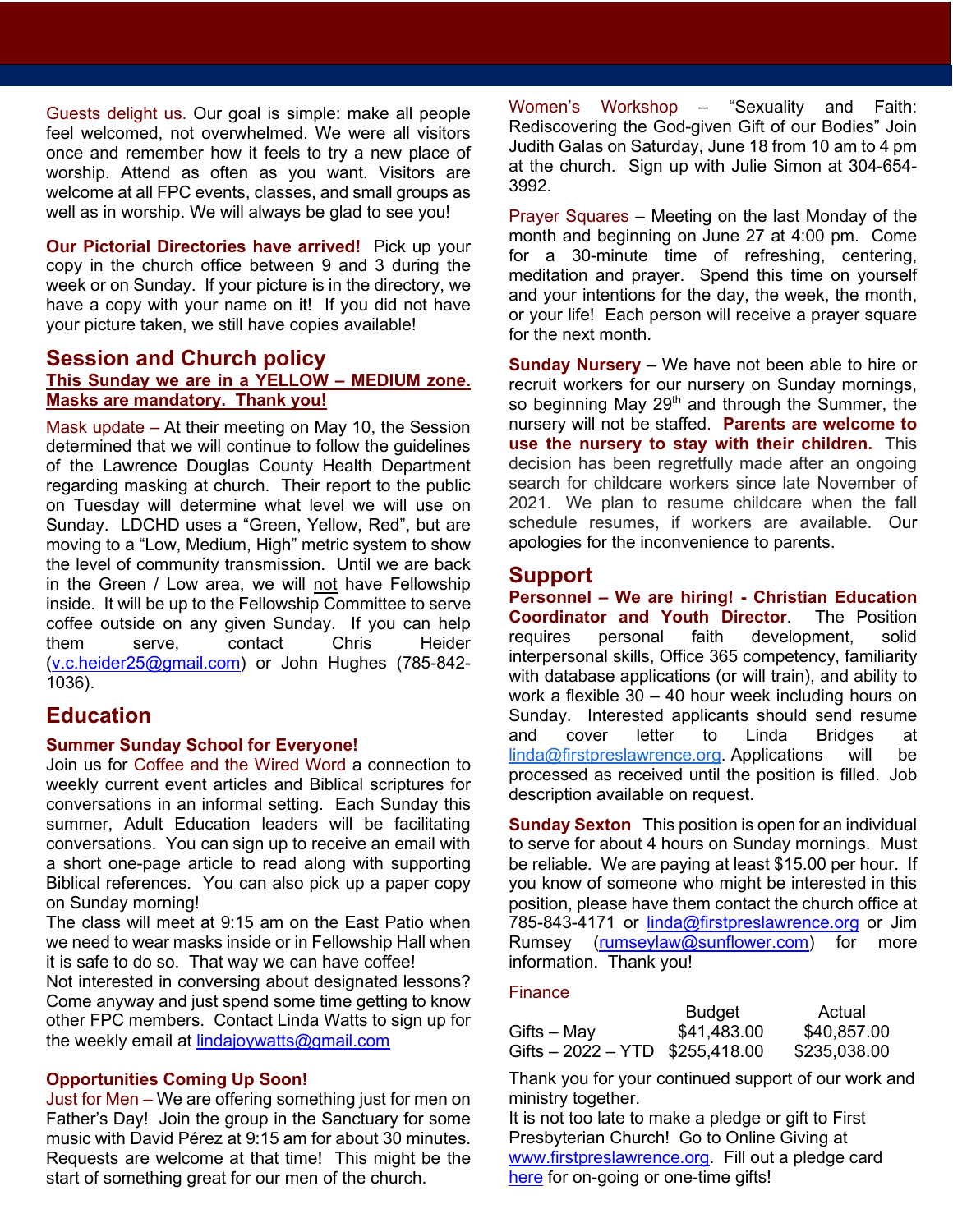Guests delight us. Our goal is simple: make all people feel welcomed, not overwhelmed. We were all visitors once and remember how it feels to try a new place of worship. Attend as often as you want. Visitors are welcome at all FPC events, classes, and small groups as well as in worship. We will always be glad to see you!

**Our Pictorial Directories have arrived!** Pick up your copy in the church office between 9 and 3 during the week or on Sunday. If your picture is in the directory, we have a copy with your name on it! If you did not have your picture taken, we still have copies available!

## Session and Church policy

**This Sunday we are in a YELLOW – MEDIUM zone. Masks are mandatory. Thank you!**

Mask update – At their meeting on May 10, the Session determined that we will continue to follow the guidelines of the Lawrence Douglas County Health Department regarding masking at church. Their report to the public on Tuesday will determine what level we will use on Sunday. LDCHD uses a "Green, Yellow, Red", but are moving to a "Low, Medium, High" metric system to show the level of community transmission. Until we are back in the Green / Low area, we will not have Fellowship inside. It will be up to the Fellowship Committee to serve coffee outside on any given Sunday. If you can help them serve, contact Chris Heider (v.c.heider25@gmail.com) or John Hughes (785-842-1036).

## Education

**Summer Sunday School for Everyone!**

Join us for Coffee and the Wired Word a connection to weekly current event articles and Biblical scriptures for conversations in an informal setting. Each Sunday this summer, Adult Education leaders will be facilitating conversations. You can sign up to receive an email with a short one-page article to read along with supporting Biblical references. You can also pick up a paper copy on Sunday morning!

The class will meet at 9:15 am on the East Patio when we need to wear masks inside or in Fellowship Hall when it is safe to do so. That way we can have coffee!

Not interested in conversing about designated lessons? Come anyway and just spend some time getting to know other FPC members. Contact Linda Watts to sign up for the weekly email at lindajoywatts@gmail.com

**Opportunities Coming Up Soon!**

Just for Men – We are offering something just for men on Father's Day! Join the group in the Sanctuary for some music with David Pérez at 9:15 am for about 30 minutes. Requests are welcome at that time! This might be the start of something great for our men of the church.

Women's Workshop – "Sexuality and Faith: Rediscovering the God-given Gift of our Bodies" Join Judith Galas on Saturday, June 18 from 10 am to 4 pm at the church. Sign up with Julie Simon at 304-654-3992.

Prayer Squares – Meeting on the last Monday of the month and beginning on June 27 at 4:00 pm. Come for a 30-minute time of refreshing, centering, meditation and prayer. Spend this time on yourself and your intentions for the day, the week, the month, or your life! Each person will receive a prayer square for the next month.

**Sunday Nursery** – We have not been able to hire or recruit workers for our nursery on Sunday mornings, so beginning May 29th and through the Summer, the nursery will not be staffed. **Parents are welcome to use the nursery to stay with their children.** This decision has been regretfully made after an ongoing search for childcare workers since late November of 2021. We plan to resume childcare when the fall schedule resumes, if workers are available. Our apologies for the inconvenience to parents.

## Support

**Personnel – We are hiring! - Christian Education Coordinator and Youth Director**. The Position requires personal faith development, solid interpersonal skills, Office 365 competency, familiarity with database applications (or will train), and ability to work a flexible 30 – 40 hour week including hours on Sunday. Interested applicants should send resume and cover letter to Linda Bridges at linda@firstpreslawrence.org. Applications will be processed as received until the position is filled. Job description available on request.

**Sunday Sexton** This position is open for an individual to serve for about 4 hours on Sunday mornings. Must be reliable. We are paying at least $15.00 per hour. If you know of someone who might be interested in this position, please have them contact the church office at 785-843-4171 or linda@firstpreslawrence.org or Jim Rumsey (rumseylaw@sunflower.com) for more information. Thank you!

Finance

| | Budget | Actual |
|---|---|---|
| Gifts – May | $41,483.00 | $40,857.00 |
| Gifts – 2022 – YTD | $255,418.00 | $235,038.00 |

Thank you for your continued support of our work and ministry together.

It is not too late to make a pledge or gift to First Presbyterian Church! Go to Online Giving at www.firstpreslawrence.org. Fill out a pledge card here for on-going or one-time gifts!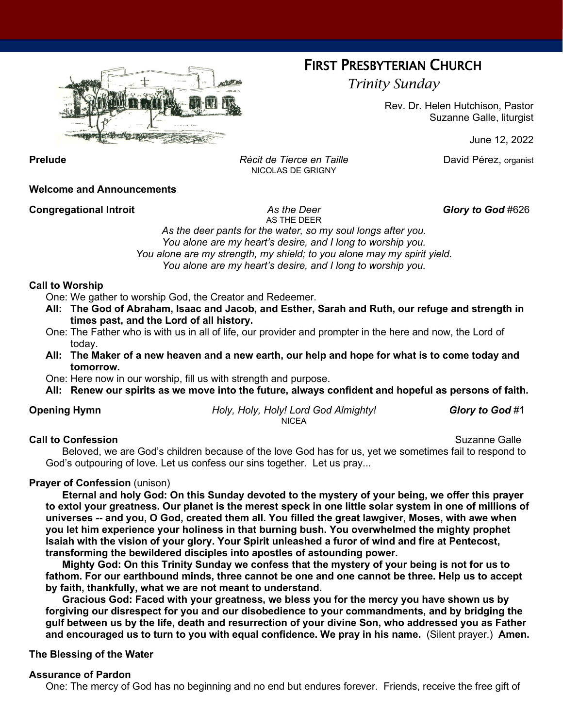# FIRST PRESBYTERIAN CHURCH

*Trinity Sunday*

Rev. Dr. Helen Hutchison, Pastor
Suzanne Galle, liturgist

June 12, 2022

**Prelude** *Récit de Tierce en Taille* David Pérez, organist
NICOLAS DE GRIGNY

**Welcome and Announcements**

**Congregational Introit** *As the Deer* ***Glory to God*** #626
AS THE DEER

*As the deer pants for the water, so my soul longs after you.*
*You alone are my heart's desire, and I long to worship you.*
*You alone are my strength, my shield; to you alone may my spirit yield.*
*You alone are my heart's desire, and I long to worship you.*

**Call to Worship**

One: We gather to worship God, the Creator and Redeemer.

**All: The God of Abraham, Isaac and Jacob, and Esther, Sarah and Ruth, our refuge and strength in times past, and the Lord of all history.**

One: The Father who is with us in all of life, our provider and prompter in the here and now, the Lord of today.

**All: The Maker of a new heaven and a new earth, our help and hope for what is to come today and tomorrow.**

One: Here now in our worship, fill us with strength and purpose.

**All: Renew our spirits as we move into the future, always confident and hopeful as persons of faith.**

**Opening Hymn** *Holy, Holy, Holy! Lord God Almighty!* ***Glory to God*** #1
NICEA

**Call to Confession** Suzanne Galle

Beloved, we are God's children because of the love God has for us, yet we sometimes fail to respond to God's outpouring of love. Let us confess our sins together. Let us pray...

**Prayer of Confession** (unison)

**Eternal and holy God: On this Sunday devoted to the mystery of your being, we offer this prayer to extol your greatness. Our planet is the merest speck in one little solar system in one of millions of universes -- and you, O God, created them all. You filled the great lawgiver, Moses, with awe when you let him experience your holiness in that burning bush. You overwhelmed the mighty prophet Isaiah with the vision of your glory. Your Spirit unleashed a furor of wind and fire at Pentecost, transforming the bewildered disciples into apostles of astounding power.**

**Mighty God: On this Trinity Sunday we confess that the mystery of your being is not for us to fathom. For our earthbound minds, three cannot be one and one cannot be three. Help us to accept by faith, thankfully, what we are not meant to understand.**

**Gracious God: Faced with your greatness, we bless you for the mercy you have shown us by forgiving our disrespect for you and our disobedience to your commandments, and by bridging the gulf between us by the life, death and resurrection of your divine Son, who addressed you as Father and encouraged us to turn to you with equal confidence. We pray in his name.** (Silent prayer.) **Amen.**

**The Blessing of the Water**

**Assurance of Pardon**

One: The mercy of God has no beginning and no end but endures forever. Friends, receive the free gift of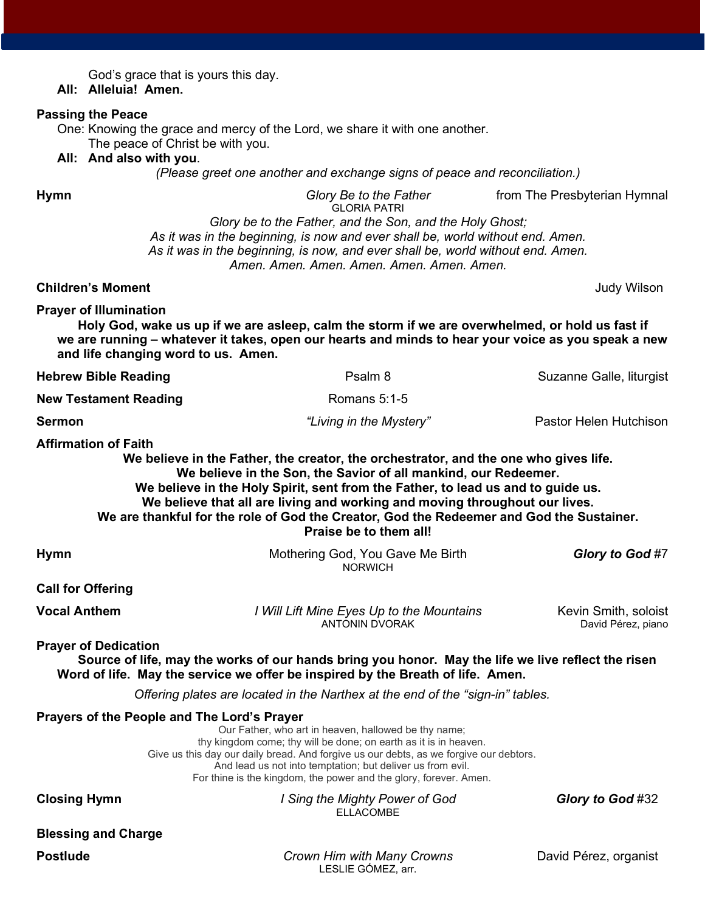God's grace that is yours this day.
**All: Alleluia! Amen.**

**Passing the Peace**

One: Knowing the grace and mercy of the Lord, we share it with one another.
The peace of Christ be with you.
**All: And also with you**.

*(Please greet one another and exchange signs of peace and reconciliation.)*

**Hymn** — *Glory Be to the Father* — from The Presbyterian Hymnal
GLORIA PATRI

*Glory be to the Father, and the Son, and the Holy Ghost;*
*As it was in the beginning, is now and ever shall be, world without end. Amen.*
*As it was in the beginning, is now, and ever shall be, world without end. Amen.*
*Amen. Amen. Amen. Amen. Amen. Amen. Amen.*

**Children's Moment** — Judy Wilson

**Prayer of Illumination**

**Holy God, wake us up if we are asleep, calm the storm if we are overwhelmed, or hold us fast if we are running – whatever it takes, open our hearts and minds to hear your voice as you speak a new and life changing word to us. Amen.**

**Hebrew Bible Reading** — Psalm 8 — Suzanne Galle, liturgist

**New Testament Reading** — Romans 5:1-5

**Sermon** — *"Living in the Mystery"* — Pastor Helen Hutchison

**Affirmation of Faith**

**We believe in the Father, the creator, the orchestrator, and the one who gives life.**
**We believe in the Son, the Savior of all mankind, our Redeemer.**
**We believe in the Holy Spirit, sent from the Father, to lead us and to guide us.**
**We believe that all are living and working and moving throughout our lives.**
**We are thankful for the role of God the Creator, God the Redeemer and God the Sustainer.**
**Praise be to them all!**

**Hymn** — Mothering God, You Gave Me Birth — ***Glory to God*** #7
NORWICH

**Call for Offering**

**Vocal Anthem** — *I Will Lift Mine Eyes Up to the Mountains* — Kevin Smith, soloist
ANTONIN DVORAK — David Pérez, piano

**Prayer of Dedication**

**Source of life, may the works of our hands bring you honor. May the life we live reflect the risen Word of life. May the service we offer be inspired by the Breath of life. Amen.**

*Offering plates are located in the Narthex at the end of the "sign-in" tables.*

**Prayers of the People and The Lord's Prayer**

Our Father, who art in heaven, hallowed be thy name;
thy kingdom come; thy will be done; on earth as it is in heaven.
Give us this day our daily bread. And forgive us our debts, as we forgive our debtors.
And lead us not into temptation; but deliver us from evil.
For thine is the kingdom, the power and the glory, forever. Amen.

**Closing Hymn** — *I Sing the Mighty Power of God* — ***Glory to God*** #32
ELLACOMBE

**Blessing and Charge**

**Postlude** — *Crown Him with Many Crowns* — David Pérez, organist
LESLIE GÓMEZ, arr.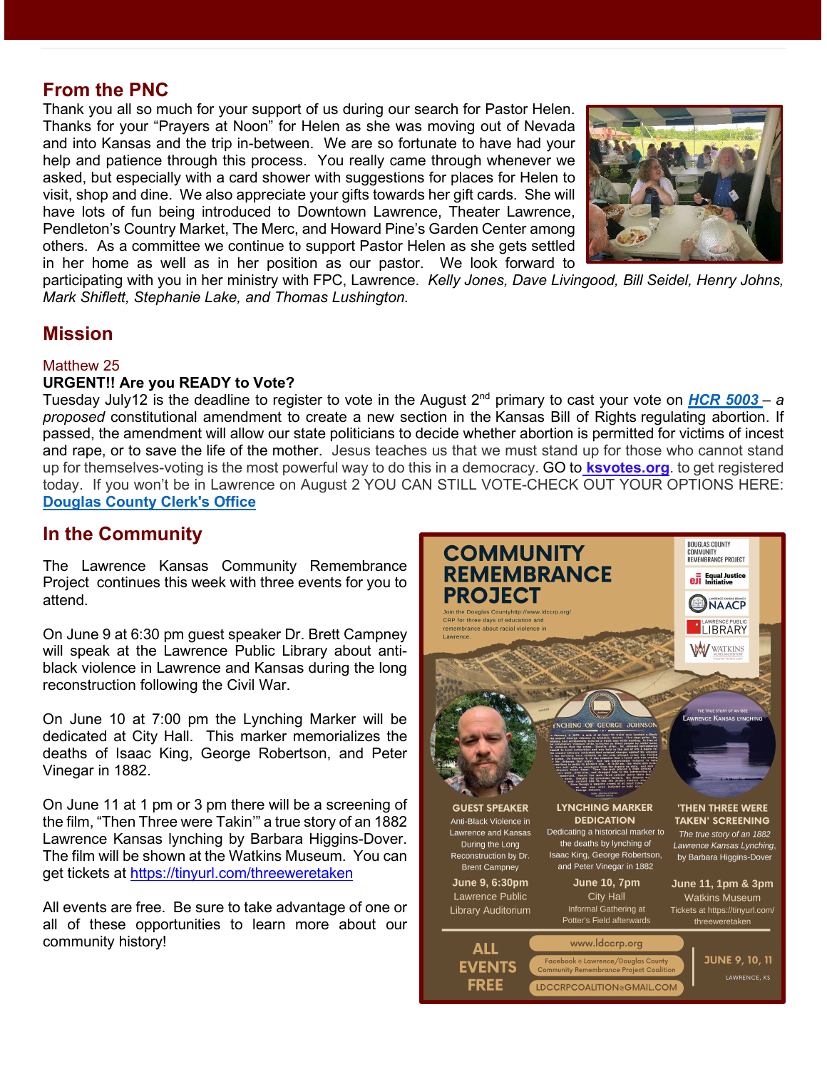## From the PNC

Thank you all so much for your support of us during our search for Pastor Helen. Thanks for your "Prayers at Noon" for Helen as she was moving out of Nevada and into Kansas and the trip in-between. We are so fortunate to have had your help and patience through this process. You really came through whenever we asked, but especially with a card shower with suggestions for places for Helen to visit, shop and dine. We also appreciate your gifts towards her gift cards. She will have lots of fun being introduced to Downtown Lawrence, Theater Lawrence, Pendleton's Country Market, The Merc, and Howard Pine's Garden Center among others. As a committee we continue to support Pastor Helen as she gets settled in her home as well as in her position as our pastor. We look forward to participating with you in her ministry with FPC, Lawrence. *Kelly Jones, Dave Livingood, Bill Seidel, Henry Johns, Mark Shiflett, Stephanie Lake, and Thomas Lushington.*

## Mission

Matthew 25

**URGENT!! Are you READY to Vote?**

Tuesday July12 is the deadline to register to vote in the August 2nd primary to cast your vote on ***HCR 5003*** – *a proposed* constitutional amendment to create a new section in the Kansas Bill of Rights regulating abortion. If passed, the amendment will allow our state politicians to decide whether abortion is permitted for victims of incest and rape, or to save the life of the mother. Jesus teaches us that we must stand up for those who cannot stand up for themselves-voting is the most powerful way to do this in a democracy. GO to **ksvotes.org**. to get registered today. If you won't be in Lawrence on August 2 YOU CAN STILL VOTE-CHECK OUT YOUR OPTIONS HERE: **Douglas County Clerk's Office**

## In the Community

The Lawrence Kansas Community Remembrance Project continues this week with three events for you to attend.

On June 9 at 6:30 pm guest speaker Dr. Brett Campney will speak at the Lawrence Public Library about anti-black violence in Lawrence and Kansas during the long reconstruction following the Civil War.

On June 10 at 7:00 pm the Lynching Marker will be dedicated at City Hall. This marker memorializes the deaths of Isaac King, George Robertson, and Peter Vinegar in 1882.

On June 11 at 1 pm or 3 pm there will be a screening of the film, "Then Three were Takin'" a true story of an 1882 Lawrence Kansas lynching by Barbara Higgins-Dover. The film will be shown at the Watkins Museum. You can get tickets at https://tinyurl.com/threeweretaken

All events are free. Be sure to take advantage of one or all of these opportunities to learn more about our community history!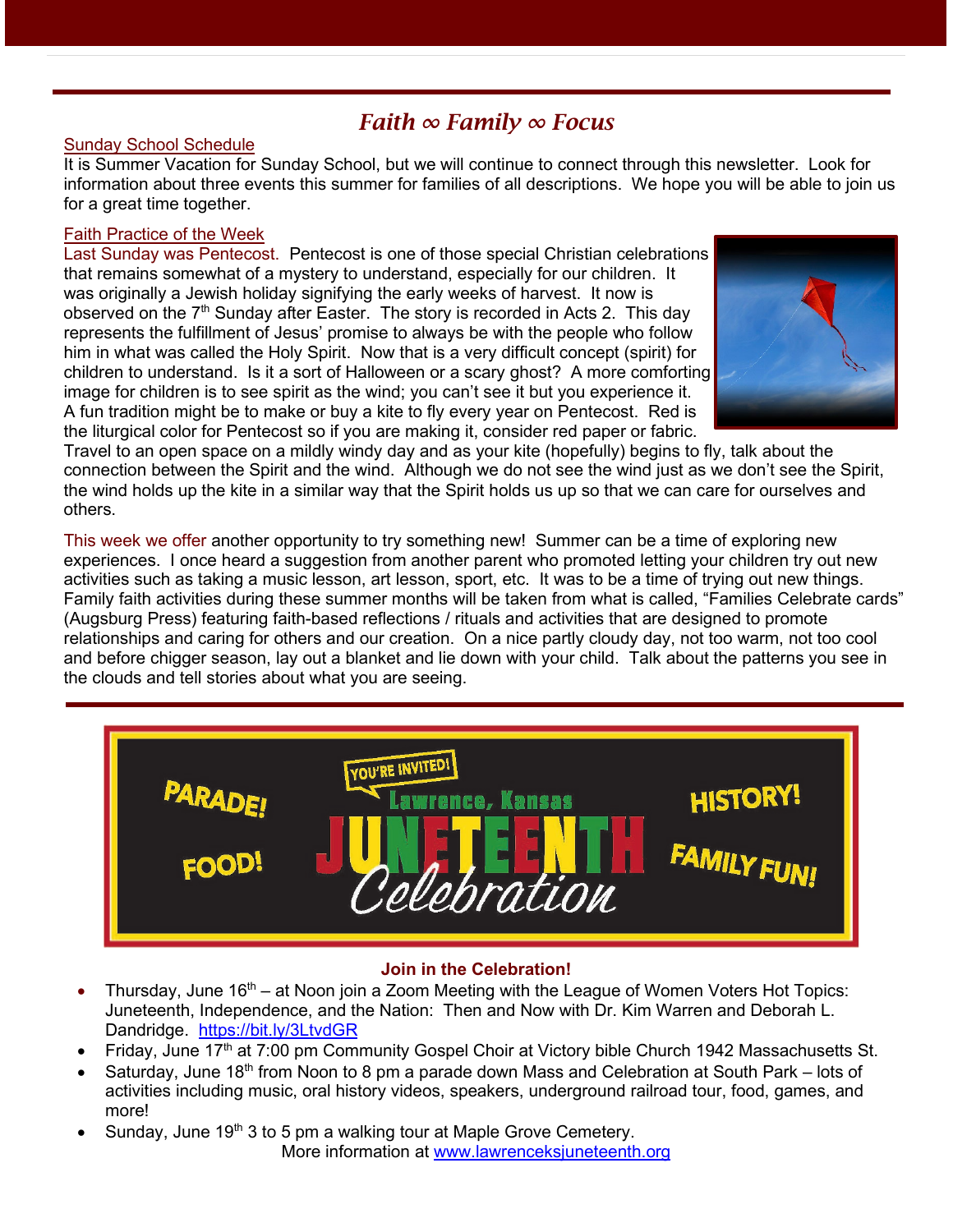## *Faith ∞ Family ∞ Focus*

Sunday School Schedule

It is Summer Vacation for Sunday School, but we will continue to connect through this newsletter. Look for information about three events this summer for families of all descriptions. We hope you will be able to join us for a great time together.

Faith Practice of the Week

Last Sunday was Pentecost. Pentecost is one of those special Christian celebrations that remains somewhat of a mystery to understand, especially for our children. It was originally a Jewish holiday signifying the early weeks of harvest. It now is observed on the 7th Sunday after Easter. The story is recorded in Acts 2. This day represents the fulfillment of Jesus' promise to always be with the people who follow him in what was called the Holy Spirit. Now that is a very difficult concept (spirit) for children to understand. Is it a sort of Halloween or a scary ghost? A more comforting image for children is to see spirit as the wind; you can't see it but you experience it. A fun tradition might be to make or buy a kite to fly every year on Pentecost. Red is the liturgical color for Pentecost so if you are making it, consider red paper or fabric. Travel to an open space on a mildly windy day and as your kite (hopefully) begins to fly, talk about the connection between the Spirit and the wind. Although we do not see the wind just as we don't see the Spirit, the wind holds up the kite in a similar way that the Spirit holds us up so that we can care for ourselves and others.

This week we offer another opportunity to try something new! Summer can be a time of exploring new experiences. I once heard a suggestion from another parent who promoted letting your children try out new activities such as taking a music lesson, art lesson, sport, etc. It was to be a time of trying out new things. Family faith activities during these summer months will be taken from what is called, "Families Celebrate cards" (Augsburg Press) featuring faith-based reflections / rituals and activities that are designed to promote relationships and caring for others and our creation. On a nice partly cloudy day, not too warm, not too cool and before chigger season, lay out a blanket and lie down with your child. Talk about the patterns you see in the clouds and tell stories about what you are seeing.

PARADE! FOOD! YOU'RE INVITED! Lawrence, Kansas JUNETEENTH Celebration HISTORY! FAMILY FUN!

**Join in the Celebration!**

- Thursday, June 16th – at Noon join a Zoom Meeting with the League of Women Voters Hot Topics: Juneteenth, Independence, and the Nation: Then and Now with Dr. Kim Warren and Deborah L. Dandridge. https://bit.ly/3LtvdGR
- Friday, June 17th at 7:00 pm Community Gospel Choir at Victory bible Church 1942 Massachusetts St.
- Saturday, June 18th from Noon to 8 pm a parade down Mass and Celebration at South Park – lots of activities including music, oral history videos, speakers, underground railroad tour, food, games, and more!
- Sunday, June 19th 3 to 5 pm a walking tour at Maple Grove Cemetery.

More information at www.lawrenceksjuneteenth.org